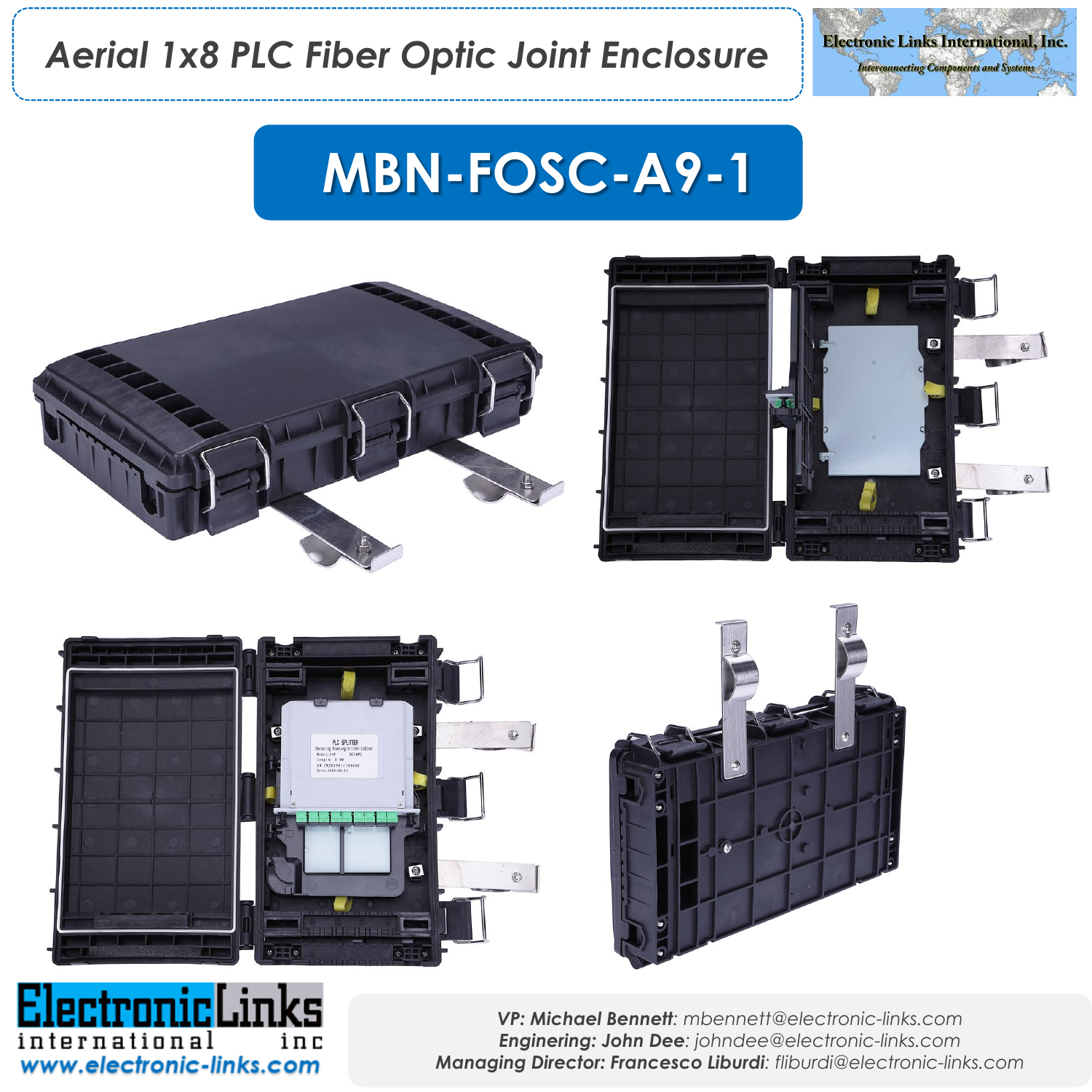# Aerial 1x8 PLC Fiber Optic Joint Enclosure

Electronic Links International, Inc.
*Interconnecting Components and Systems*

## MBN-FOSC-A9-1

ElectronicLinks
international inc
www.electronic-links.com

**VP: Michael Bennett**: mbennett@electronic-links.com
**Enginering: John Dee**: johndee@electronic-links.com
**Managing Director: Francesco Liburdi**: fliburdi@electronic-links.com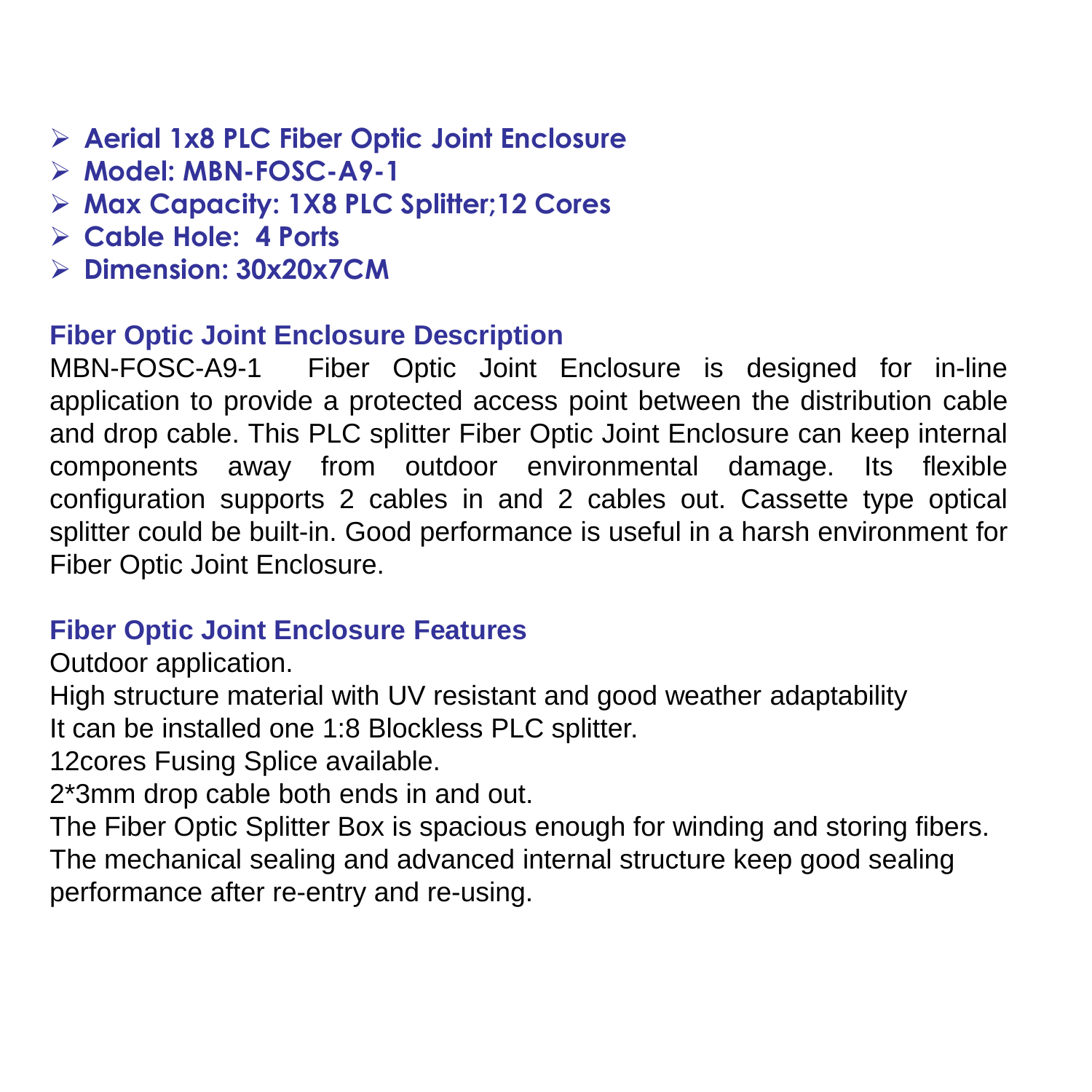- **Aerial 1x8 PLC Fiber Optic Joint Enclosure**
- **Model: MBN-FOSC-A9-1**
- **Max Capacity: 1X8 PLC Splitter;12 Cores**
- **Cable Hole: 4 Ports**
- **Dimension: 30x20x7CM**

## Fiber Optic Joint Enclosure Description

MBN-FOSC-A9-1 Fiber Optic Joint Enclosure is designed for in-line application to provide a protected access point between the distribution cable and drop cable. This PLC splitter Fiber Optic Joint Enclosure can keep internal components away from outdoor environmental damage. Its flexible configuration supports 2 cables in and 2 cables out. Cassette type optical splitter could be built-in. Good performance is useful in a harsh environment for Fiber Optic Joint Enclosure.

## Fiber Optic Joint Enclosure Features

Outdoor application.

High structure material with UV resistant and good weather adaptability

It can be installed one 1:8 Blockless PLC splitter.

12cores Fusing Splice available.

2*3mm drop cable both ends in and out.

The Fiber Optic Splitter Box is spacious enough for winding and storing fibers.

The mechanical sealing and advanced internal structure keep good sealing performance after re-entry and re-using.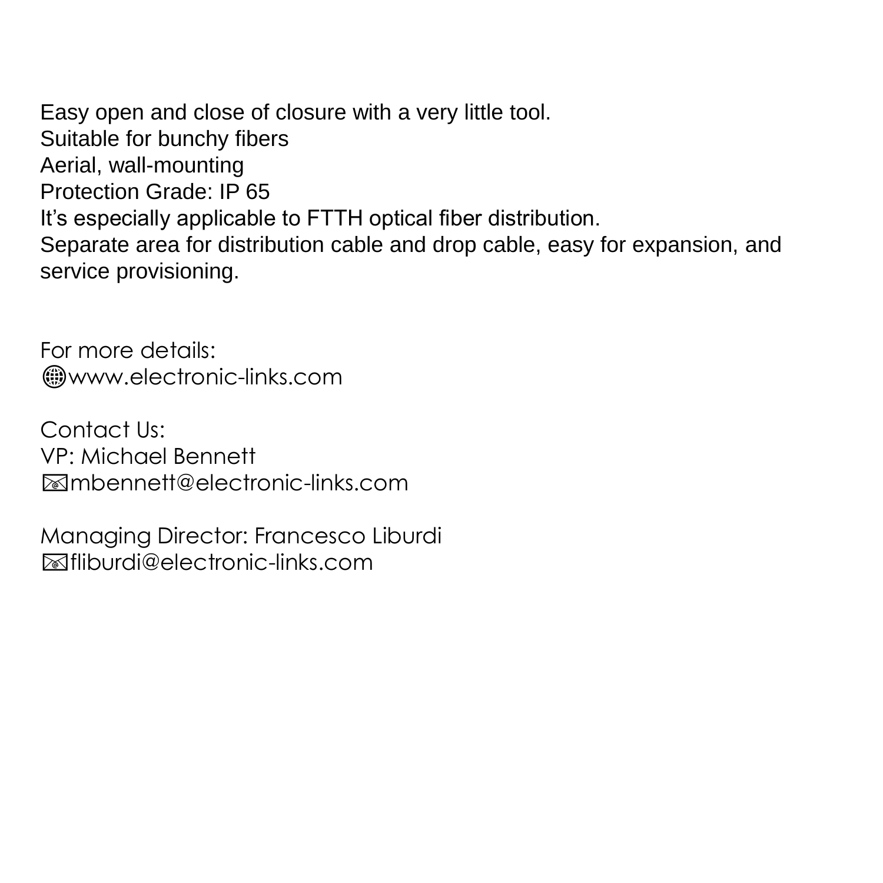Easy open and close of closure with a very little tool.
Suitable for bunchy fibers
Aerial, wall-mounting
Protection Grade: IP 65
It's especially applicable to FTTH optical fiber distribution.
Separate area for distribution cable and drop cable, easy for expansion, and service provisioning.

For more details:
🌐www.electronic-links.com

Contact Us:
VP: Michael Bennett
📨mbennett@electronic-links.com

Managing Director: Francesco Liburdi
📨fliburdi@electronic-links.com